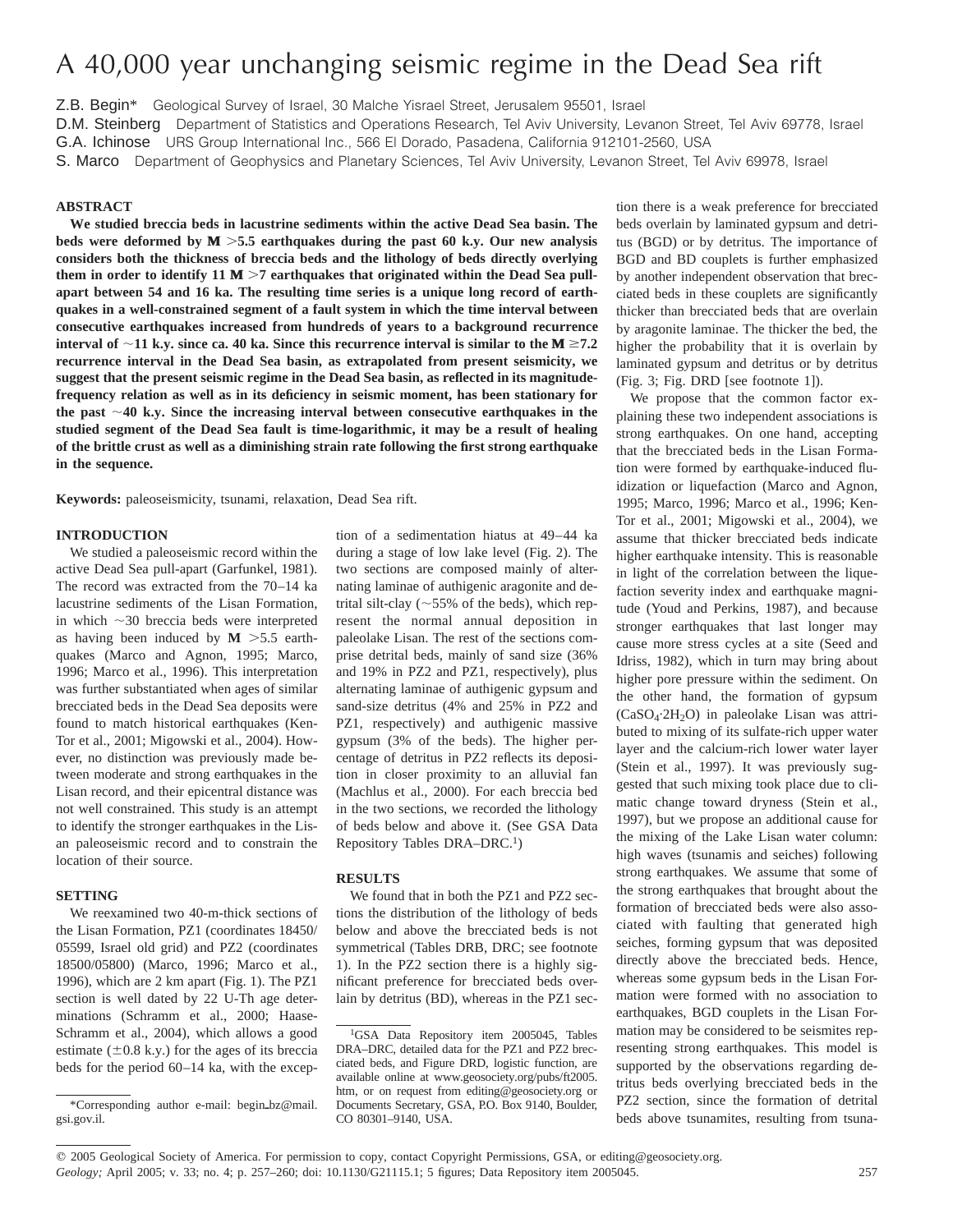# A 40,000 year unchanging seismic regime in the Dead Sea rift

Z.B. Begin* Geological Survey of Israel, 30 Malche Yisrael Street, Jerusalem 95501, Israel

D.M. Steinberg Department of Statistics and Operations Research, Tel Aviv University, Levanon Street, Tel Aviv 69778, Israel

G.A. Ichinose URS Group International Inc., 566 El Dorado, Pasadena, California 912101-2560, USA

S. Marco Department of Geophysics and Planetary Sciences, Tel Aviv University, Levanon Street, Tel Aviv 69978, Israel

## ABSTRACT

**We studied breccia beds in lacustrine sediments within the active Dead Sea basin. The beds were deformed by M >5.5 earthquakes during the past 60 k.y. Our new analysis considers both the thickness of breccia beds and the lithology of beds directly overlying them in order to identify 11 M >7 earthquakes that originated within the Dead Sea pull-apart between 54 and 16 ka. The resulting time series is a unique long record of earthquakes in a well-constrained segment of a fault system in which the time interval between consecutive earthquakes increased from hundreds of years to a background recurrence interval of ~11 k.y. since ca. 40 ka. Since this recurrence interval is similar to the M ≥7.2 recurrence interval in the Dead Sea basin, as extrapolated from present seismicity, we suggest that the present seismic regime in the Dead Sea basin, as reflected in its magnitude-frequency relation as well as in its deficiency in seismic moment, has been stationary for the past ~40 k.y. Since the increasing interval between consecutive earthquakes in the studied segment of the Dead Sea fault is time-logarithmic, it may be a result of healing of the brittle crust as well as a diminishing strain rate following the first strong earthquake in the sequence.**

**Keywords:** paleoseismicity, tsunami, relaxation, Dead Sea rift.

## INTRODUCTION

We studied a paleoseismic record within the active Dead Sea pull-apart (Garfunkel, 1981). The record was extracted from the 70–14 ka lacustrine sediments of the Lisan Formation, in which ~30 breccia beds were interpreted as having been induced by M >5.5 earthquakes (Marco and Agnon, 1995; Marco, 1996; Marco et al., 1996). This interpretation was further substantiated when ages of similar brecciated beds in the Dead Sea deposits were found to match historical earthquakes (Ken-Tor et al., 2001; Migowski et al., 2004). However, no distinction was previously made between moderate and strong earthquakes in the Lisan record, and their epicentral distance was not well constrained. This study is an attempt to identify the stronger earthquakes in the Lisan paleoseismic record and to constrain the location of their source.

## SETTING

We reexamined two 40-m-thick sections of the Lisan Formation, PZ1 (coordinates 18450/05599, Israel old grid) and PZ2 (coordinates 18500/05800) (Marco, 1996; Marco et al., 1996), which are 2 km apart (Fig. 1). The PZ1 section is well dated by 22 U-Th age determinations (Schramm et al., 2000; Haase-Schramm et al., 2004), which allows a good estimate (±0.8 k.y.) for the ages of its breccia beds for the period 60–14 ka, with the exception of a sedimentation hiatus at 49–44 ka during a stage of low lake level (Fig. 2). The two sections are composed mainly of alternating laminae of authigenic aragonite and detrital silt-clay (~55% of the beds), which represent the normal annual deposition in paleolake Lisan. The rest of the sections comprise detrital beds, mainly of sand size (36% and 19% in PZ2 and PZ1, respectively), plus alternating laminae of authigenic gypsum and sand-size detritus (4% and 25% in PZ2 and PZ1, respectively) and authigenic massive gypsum (3% of the beds). The higher percentage of detritus in PZ2 reflects its deposition in closer proximity to an alluvial fan (Machlus et al., 2000). For each breccia bed in the two sections, we recorded the lithology of beds below and above it. (See GSA Data Repository Tables DRA–DRC.[1])

## RESULTS

We found that in both the PZ1 and PZ2 sections the distribution of the lithology of beds below and above the brecciated beds is not symmetrical (Tables DRB, DRC; see footnote 1). In the PZ2 section there is a highly significant preference for brecciated beds overlain by detritus (BD), whereas in the PZ1 section there is a weak preference for brecciated beds overlain by laminated gypsum and detritus (BGD) or by detritus. The importance of BGD and BD couplets is further emphasized by another independent observation that brecciated beds in these couplets are significantly thicker than brecciated beds that are overlain by aragonite laminae. The thicker the bed, the higher the probability that it is overlain by laminated gypsum and detritus or by detritus (Fig. 3; Fig. DRD [see footnote 1]).

We propose that the common factor explaining these two independent associations is strong earthquakes. On one hand, accepting that the brecciated beds in the Lisan Formation were formed by earthquake-induced fluidization or liquefaction (Marco and Agnon, 1995; Marco, 1996; Marco et al., 1996; Ken-Tor et al., 2001; Migowski et al., 2004), we assume that thicker brecciated beds indicate higher earthquake intensity. This is reasonable in light of the correlation between the liquefaction severity index and earthquake magnitude (Youd and Perkins, 1987), and because stronger earthquakes that last longer may cause more stress cycles at a site (Seed and Idriss, 1982), which in turn may bring about higher pore pressure within the sediment. On the other hand, the formation of gypsum ($CaSO_4 \cdot 2H_2O$) in paleolake Lisan was attributed to mixing of its sulfate-rich upper water layer and the calcium-rich lower water layer (Stein et al., 1997). It was previously suggested that such mixing took place due to climatic change toward dryness (Stein et al., 1997), but we propose an additional cause for the mixing of the Lake Lisan water column: high waves (tsunamis and seiches) following strong earthquakes. We assume that some of the strong earthquakes that brought about the formation of brecciated beds were also associated with faulting that generated high seiches, forming gypsum that was deposited directly above the brecciated beds. Hence, whereas some gypsum beds in the Lisan Formation were formed with no association to earthquakes, BGD couplets in the Lisan Formation may be considered to be seismites representing strong earthquakes. This model is supported by the observations regarding detritus beds overlying brecciated beds in the PZ2 section, since the formation of detrital beds above tsunamites, resulting from tsuna-

*Corresponding author e-mail: begin_bz@mail.gsi.gov.il.

[1] GSA Data Repository item 2005045, Tables DRA–DRC, detailed data for the PZ1 and PZ2 brecciated beds, and Figure DRD, logistic function, are available online at www.geosociety.org/pubs/ft2005.htm, or on request from editing@geosociety.org or Documents Secretary, GSA, P.O. Box 9140, Boulder, CO 80301–9140, USA.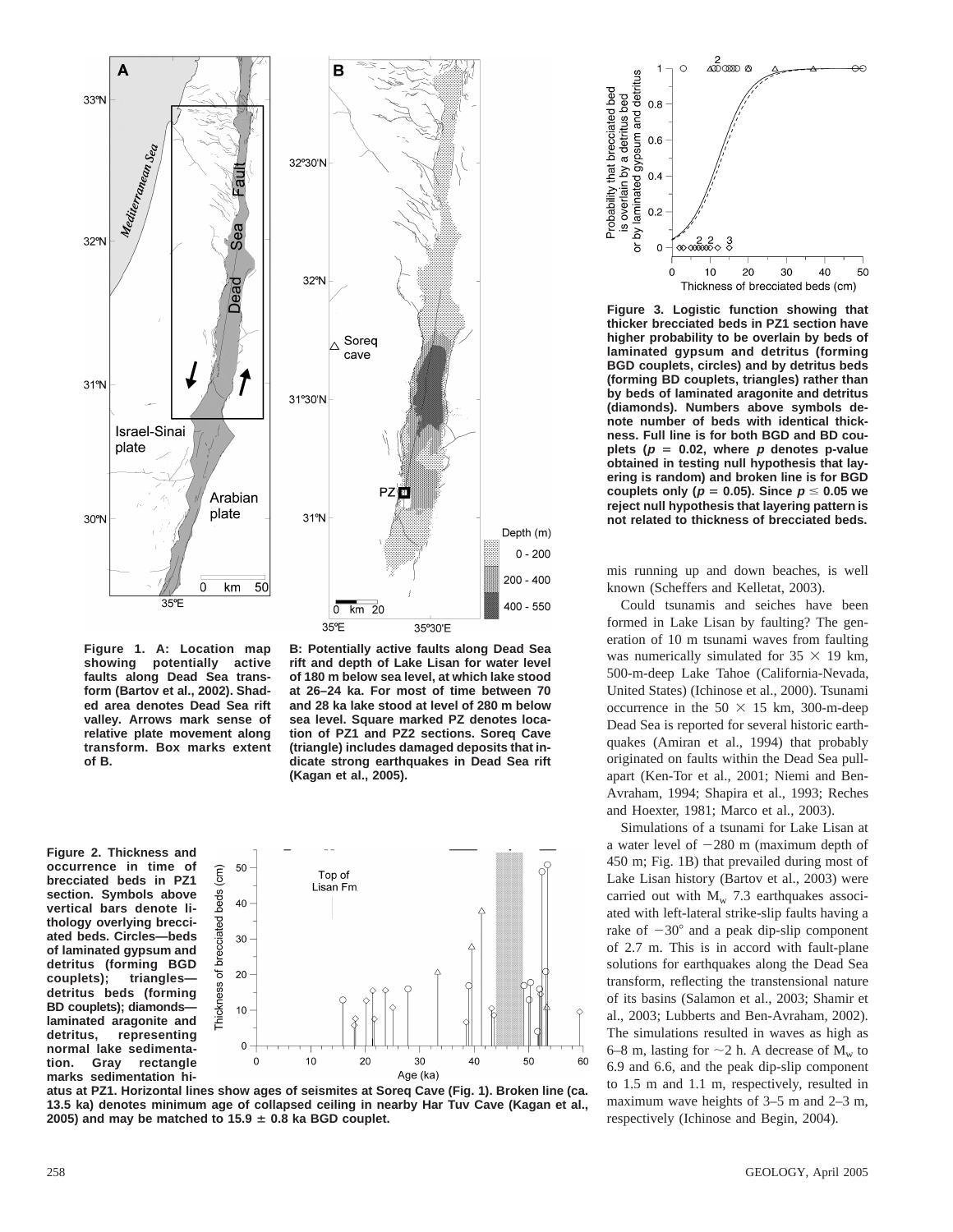Figure 1. A: Location map showing potentially active faults along Dead Sea transform (Bartov et al., 2002). Shaded area denotes Dead Sea rift valley. Arrows mark sense of relative plate movement along transform. Box marks extent of B.

B: Potentially active faults along Dead Sea rift and depth of Lake Lisan for water level of 180 m below sea level, at which lake stood at 26–24 ka. For most of time between 70 and 28 ka lake stood at level of 280 m below sea level. Square marked PZ denotes location of PZ1 and PZ2 sections. Soreq Cave (triangle) includes damaged deposits that indicate strong earthquakes in Dead Sea rift (Kagan et al., 2005).

Figure 2. Thickness and occurrence in time of brecciated beds in PZ1 section. Symbols above vertical bars denote lithology overlying brecciated beds. Circles—beds of laminated gypsum and detritus (forming BGD couplets); triangles—detritus beds (forming BD couplets); diamonds—laminated aragonite and detritus, representing normal lake sedimentation. Gray rectangle marks sedimentation hiatus at PZ1. Horizontal lines show ages of seismites at Soreq Cave (Fig. 1). Broken line (ca. 13.5 ka) denotes minimum age of collapsed ceiling in nearby Har Tuv Cave (Kagan et al., 2005) and may be matched to 15.9 ± 0.8 ka BGD couplet.

Figure 3. Logistic function showing that thicker brecciated beds in PZ1 section have higher probability to be overlain by beds of laminated gypsum and detritus (forming BGD couplets, circles) and by detritus beds (forming BD couplets, triangles) rather than by beds of laminated aragonite and detritus (diamonds). Numbers above symbols denote number of beds with identical thickness. Full line is for both BGD and BD couplets ($p = 0.02$, where $p$ denotes p-value obtained in testing null hypothesis that layering is random) and broken line is for BGD couplets only ($p = 0.05$). Since $p \leq 0.05$ we reject null hypothesis that layering pattern is not related to thickness of brecciated beds.

mis running up and down beaches, is well known (Scheffers and Kelletat, 2003).

Could tsunamis and seiches have been formed in Lake Lisan by faulting? The generation of 10 m tsunami waves from faulting was numerically simulated for 35 × 19 km, 500-m-deep Lake Tahoe (California-Nevada, United States) (Ichinose et al., 2000). Tsunami occurrence in the 50 × 15 km, 300-m-deep Dead Sea is reported for several historic earthquakes (Amiran et al., 1994) that probably originated on faults within the Dead Sea pull-apart (Ken-Tor et al., 2001; Niemi and Ben-Avraham, 1994; Shapira et al., 1993; Reches and Hoexter, 1981; Marco et al., 2003).

Simulations of a tsunami for Lake Lisan at a water level of −280 m (maximum depth of 450 m; Fig. 1B) that prevailed during most of Lake Lisan history (Bartov et al., 2003) were carried out with $M_w$ 7.3 earthquakes associated with left-lateral strike-slip faults having a rake of −30° and a peak dip-slip component of 2.7 m. This is in accord with fault-plane solutions for earthquakes along the Dead Sea transform, reflecting the transtensional nature of its basins (Salamon et al., 2003; Shamir et al., 2003; Lubberts and Ben-Avraham, 2002). The simulations resulted in waves as high as 6–8 m, lasting for ~2 h. A decrease of $M_w$ to 6.9 and 6.6, and the peak dip-slip component to 1.5 m and 1.1 m, respectively, resulted in maximum wave heights of 3–5 m and 2–3 m, respectively (Ichinose and Begin, 2004).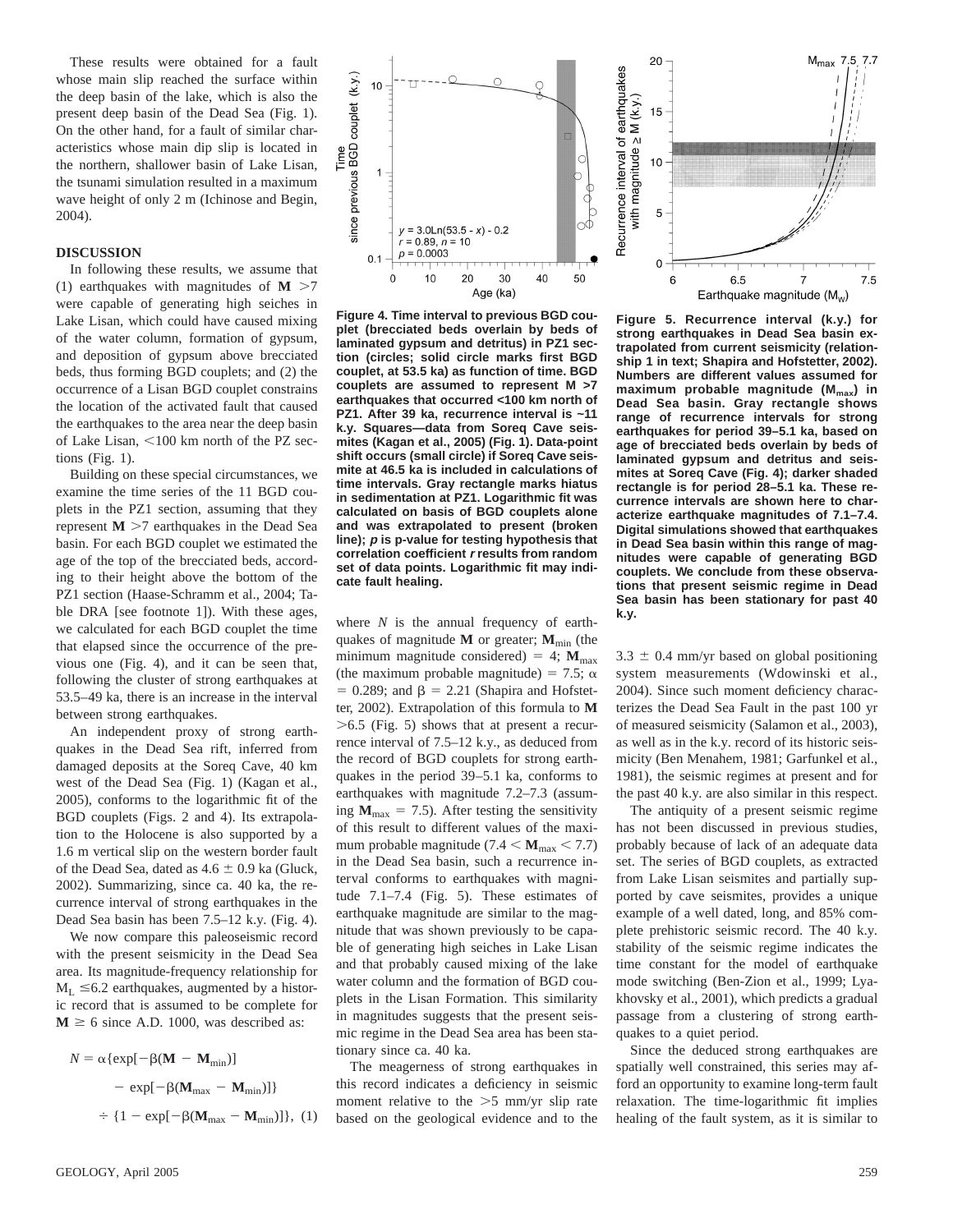These results were obtained for a fault whose main slip reached the surface within the deep basin of the lake, which is also the present deep basin of the Dead Sea (Fig. 1). On the other hand, for a fault of similar characteristics whose main dip slip is located in the northern, shallower basin of Lake Lisan, the tsunami simulation resulted in a maximum wave height of only 2 m (Ichinose and Begin, 2004).

## DISCUSSION

In following these results, we assume that (1) earthquakes with magnitudes of $\mathbf{M} > 7$ were capable of generating high seiches in Lake Lisan, which could have caused mixing of the water column, formation of gypsum, and deposition of gypsum above brecciated beds, thus forming BGD couplets; and (2) the occurrence of a Lisan BGD couplet constrains the location of the activated fault that caused the earthquakes to the area near the deep basin of Lake Lisan, <100 km north of the PZ sections (Fig. 1).

Building on these special circumstances, we examine the time series of the 11 BGD couplets in the PZ1 section, assuming that they represent $\mathbf{M} > 7$ earthquakes in the Dead Sea basin. For each BGD couplet we estimated the age of the top of the brecciated beds, according to their height above the bottom of the PZ1 section (Haase-Schramm et al., 2004; Table DRA [see footnote 1]). With these ages, we calculated for each BGD couplet the time that elapsed since the occurrence of the previous one (Fig. 4), and it can be seen that, following the cluster of strong earthquakes at 53.5–49 ka, there is an increase in the interval between strong earthquakes.

An independent proxy of strong earthquakes in the Dead Sea rift, inferred from damaged deposits at the Soreq Cave, 40 km west of the Dead Sea (Fig. 1) (Kagan et al., 2005), conforms to the logarithmic fit of the BGD couplets (Figs. 2 and 4). Its extrapolation to the Holocene is also supported by a 1.6 m vertical slip on the western border fault of the Dead Sea, dated as 4.6 ± 0.9 ka (Gluck, 2002). Summarizing, since ca. 40 ka, the recurrence interval of strong earthquakes in the Dead Sea basin has been 7.5–12 k.y. (Fig. 4).

We now compare this paleoseismic record with the present seismicity in the Dead Sea area. Its magnitude-frequency relationship for $M_L \leq 6.2$ earthquakes, augmented by a historic record that is assumed to be complete for $\mathbf{M} \geq 6$ since A.D. 1000, was described as:

$$N = \alpha\{\exp[-\beta(\mathbf{M} - \mathbf{M}_{\min})] - \exp[-\beta(\mathbf{M}_{\max} - \mathbf{M}_{\min})]\} \div \{1 - \exp[-\beta(\mathbf{M}_{\max} - \mathbf{M}_{\min})]\}, \quad (1)$$

where $N$ is the annual frequency of earthquakes of magnitude $\mathbf{M}$ or greater; $\mathbf{M}_{\min}$ (the minimum magnitude considered) = 4; $\mathbf{M}_{\max}$ (the maximum probable magnitude) = 7.5; $\alpha = 0.289$; and $\beta = 2.21$ (Shapira and Hofstetter, 2002). Extrapolation of this formula to $\mathbf{M} > 6.5$ (Fig. 5) shows that at present a recurrence interval of 7.5–12 k.y., as deduced from the record of BGD couplets for strong earthquakes in the period 39–5.1 ka, conforms to earthquakes with magnitude 7.2–7.3 (assuming $\mathbf{M}_{\max} = 7.5$). After testing the sensitivity of this result to different values of the maximum probable magnitude ($7.4 < \mathbf{M}_{\max} < 7.7$) in the Dead Sea basin, such a recurrence interval conforms to earthquakes with magnitude 7.1–7.4 (Fig. 5). These estimates of earthquake magnitude are similar to the magnitude that was shown previously to be capable of generating high seiches in Lake Lisan and that probably caused mixing of the lake water column and the formation of BGD couplets in the Lisan Formation. This similarity in magnitudes suggests that the present seismic regime in the Dead Sea area has been stationary since ca. 40 ka.

The meagerness of strong earthquakes in this record indicates a deficiency in seismic moment relative to the >5 mm/yr slip rate based on the geological evidence and to the 3.3 ± 0.4 mm/yr based on global positioning system measurements (Wdowinski et al., 2004). Since such moment deficiency characterizes the Dead Sea Fault in the past 100 yr of measured seismicity (Salamon et al., 2003), as well as in the k.y. record of its historic seismicity (Ben Menahem, 1981; Garfunkel et al., 1981), the seismic regimes at present and for the past 40 k.y. are also similar in this respect.

The antiquity of a present seismic regime has not been discussed in previous studies, probably because of lack of an adequate data set. The series of BGD couplets, as extracted from Lake Lisan seismites and partially supported by cave seismites, provides a unique example of a well dated, long, and 85% complete prehistoric seismic record. The 40 k.y. stability of the seismic regime indicates the time constant for the model of earthquake mode switching (Ben-Zion et al., 1999; Lyakhovsky et al., 2001), which predicts a gradual passage from a clustering of strong earthquakes to a quiet period.

Since the deduced strong earthquakes are spatially well constrained, this series may afford an opportunity to examine long-term fault relaxation. The time-logarithmic fit implies healing of the fault system, as it is similar to

**Figure 4. Time interval to previous BGD couplet (brecciated beds overlain by beds of laminated gypsum and detritus) in PZ1 section (circles; solid circle marks first BGD couplet, at 53.5 ka) as function of time. BGD couplets are assumed to represent M >7 earthquakes that occurred <100 km north of PZ1. After 39 ka, recurrence interval is ~11 k.y. Squares—data from Soreq Cave seismites (Kagan et al., 2005) (Fig. 1). Data-point shift occurs (small circle) if Soreq Cave seismite at 46.5 ka is included in calculations of time intervals. Gray rectangle marks hiatus in sedimentation at PZ1. Logarithmic fit was calculated on basis of BGD couplets alone and was extrapolated to present (broken line); *p* is p-value for testing hypothesis that correlation coefficient *r* results from random set of data points. Logarithmic fit may indicate fault healing.**

**Figure 5. Recurrence interval (k.y.) for strong earthquakes in Dead Sea basin extrapolated from current seismicity (relationship 1 in text; Shapira and Hofstetter, 2002). Numbers are different values assumed for maximum probable magnitude ($\mathbf{M}_{\max}$) in Dead Sea basin. Gray rectangle shows range of recurrence intervals for strong earthquakes for period 39–5.1 ka, based on age of brecciated beds overlain by beds of laminated gypsum and detritus and seismites at Soreq Cave (Fig. 4); darker shaded rectangle is for period 28–5.1 ka. These recurrence intervals are shown here to characterize earthquake magnitudes of 7.1–7.4. Digital simulations showed that earthquakes in Dead Sea basin within this range of magnitudes were capable of generating BGD couplets. We conclude from these observations that present seismic regime in Dead Sea basin has been stationary for past 40 k.y.**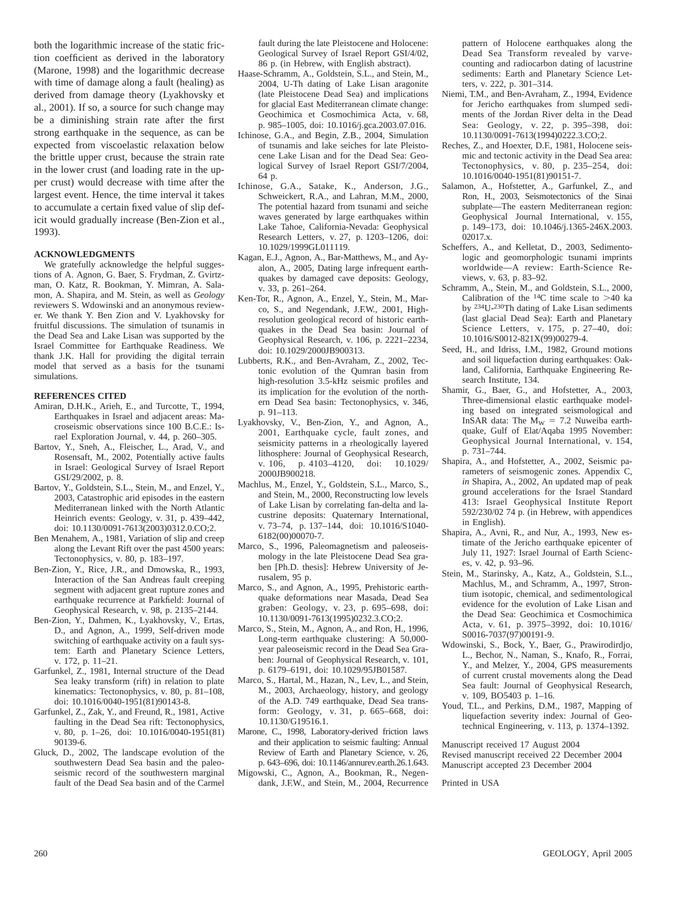both the logarithmic increase of the static friction coefficient as derived in the laboratory (Marone, 1998) and the logarithmic decrease with time of damage along a fault (healing) as derived from damage theory (Lyakhovsky et al., 2001). If so, a source for such change may be a diminishing strain rate after the first strong earthquake in the sequence, as can be expected from viscoelastic relaxation below the brittle upper crust, because the strain rate in the lower crust (and loading rate in the upper crust) would decrease with time after the largest event. Hence, the time interval it takes to accumulate a certain fixed value of slip deficit would gradually increase (Ben-Zion et al., 1993).

### ACKNOWLEDGMENTS

We gratefully acknowledge the helpful suggestions of A. Agnon, G. Baer, S. Frydman, Z. Gvirtzman, O. Katz, R. Bookman, Y. Mimran, A. Salamon, A. Shapira, and M. Stein, as well as *Geology* reviewers S. Wdowinski and an anonymous reviewer. We thank Y. Ben Zion and V. Lyakhovsky for fruitful discussions. The simulation of tsunamis in the Dead Sea and Lake Lisan was supported by the Israel Committee for Earthquake Readiness. We thank J.K. Hall for providing the digital terrain model that served as a basis for the tsunami simulations.

### REFERENCES CITED

Amiran, D.H.K., Arieh, E., and Turcotte, T., 1994, Earthquakes in Israel and adjacent areas: Macroseismic observations since 100 B.C.E.: Israel Exploration Journal, v. 44, p. 260–305.

Bartov, Y., Sneh, A., Fleischer, L., Arad, V., and Rosensaft, M., 2002, Potentially active faults in Israel: Geological Survey of Israel Report GSI/29/2002, p. 8.

Bartov, Y., Goldstein, S.L., Stein, M., and Enzel, Y., 2003, Catastrophic arid episodes in the eastern Mediterranean linked with the North Atlantic Heinrich events: Geology, v. 31, p. 439–442, doi: 10.1130/0091-7613(2003)0312.0.CO;2.

Ben Menahem, A., 1981, Variation of slip and creep along the Levant Rift over the past 4500 years: Tectonophysics, v. 80, p. 183–197.

Ben-Zion, Y., Rice, J.R., and Dmowska, R., 1993, Interaction of the San Andreas fault creeping segment with adjacent great rupture zones and earthquake recurrence at Parkfield: Journal of Geophysical Research, v. 98, p. 2135–2144.

Ben-Zion, Y., Dahmen, K., Lyakhovsky, V., Ertas, D., and Agnon, A., 1999, Self-driven mode switching of earthquake activity on a fault system: Earth and Planetary Science Letters, v. 172, p. 11–21.

Garfunkel, Z., 1981, Internal structure of the Dead Sea leaky transform (rift) in relation to plate kinematics: Tectonophysics, v. 80, p. 81–108, doi: 10.1016/0040-1951(81)90143-8.

Garfunkel, Z., Zak, Y., and Freund, R., 1981, Active faulting in the Dead Sea rift: Tectonophysics, v. 80, p. 1–26, doi: 10.1016/0040-1951(81)90139-6.

Gluck, D., 2002, The landscape evolution of the southwestern Dead Sea basin and the paleoseismic record of the southwestern marginal fault of the Dead Sea basin and of the Carmel fault during the late Pleistocene and Holocene: Geological Survey of Israel Report GSI/4/02, 86 p. (in Hebrew, with English abstract).

Haase-Schramm, A., Goldstein, S.L., and Stein, M., 2004, U-Th dating of Lake Lisan aragonite (late Pleistocene Dead Sea) and implications for glacial East Mediterranean climate change: Geochimica et Cosmochimica Acta, v. 68, p. 985–1005, doi: 10.1016/j.gca.2003.07.016.

Ichinose, G.A., and Begin, Z.B., 2004, Simulation of tsunamis and lake seiches for late Pleistocene Lake Lisan and for the Dead Sea: Geological Survey of Israel Report GSI/7/2004, 64 p.

Ichinose, G.A., Satake, K., Anderson, J.G., Schweickert, R.A., and Lahran, M.M., 2000, The potential hazard from tsunami and seiche waves generated by large earthquakes within Lake Tahoe, California-Nevada: Geophysical Research Letters, v. 27, p. 1203–1206, doi: 10.1029/1999GL011119.

Kagan, E.J., Agnon, A., Bar-Matthews, M., and Ayalon, A., 2005, Dating large infrequent earthquakes by damaged cave deposits: Geology, v. 33, p. 261–264.

Ken-Tor, R., Agnon, A., Enzel, Y., Stein, M., Marco, S., and Negendank, J.F.W., 2001, High-resolution geological record of historic earthquakes in the Dead Sea basin: Journal of Geophysical Research, v. 106, p. 2221–2234, doi: 10.1029/2000JB900313.

Lubberts, R.K., and Ben-Avraham, Z., 2002, Tectonic evolution of the Qumran basin from high-resolution 3.5-kHz seismic profiles and its implication for the evolution of the northern Dead Sea basin: Tectonophysics, v. 346, p. 91–113.

Lyakhovsky, V., Ben-Zion, Y., and Agnon, A., 2001, Earthquake cycle, fault zones, and seismicity patterns in a rheologically layered lithosphere: Journal of Geophysical Research, v. 106, p. 4103–4120, doi: 10.1029/2000JB900218.

Machlus, M., Enzel, Y., Goldstein, S.L., Marco, S., and Stein, M., 2000, Reconstructing low levels of Lake Lisan by correlating fan-delta and lacustrine deposits: Quaternary International, v. 73–74, p. 137–144, doi: 10.1016/S1040-6182(00)00070-7.

Marco, S., 1996, Paleomagnetism and paleoseismology in the late Pleistocene Dead Sea graben [Ph.D. thesis]: Hebrew University of Jerusalem, 95 p.

Marco, S., and Agnon, A., 1995, Prehistoric earthquake deformations near Masada, Dead Sea graben: Geology, v. 23, p. 695–698, doi: 10.1130/0091-7613(1995)0232.3.CO;2.

Marco, S., Stein, M., Agnon, A., and Ron, H., 1996, Long-term earthquake clustering: A 50,000-year paleoseismic record in the Dead Sea Graben: Journal of Geophysical Research, v. 101, p. 6179–6191, doi: 10.1029/95JB01587.

Marco, S., Hartal, M., Hazan, N., Lev, L., and Stein, M., 2003, Archaeology, history, and geology of the A.D. 749 earthquake, Dead Sea transform: Geology, v. 31, p. 665–668, doi: 10.1130/G19516.1.

Marone, C., 1998, Laboratory-derived friction laws and their application to seismic faulting: Annual Review of Earth and Planetary Science, v. 26, p. 643–696, doi: 10.1146/annurev.earth.26.1.643.

Migowski, C., Agnon, A., Bookman, R., Negendank, J.F.W., and Stein, M., 2004, Recurrence pattern of Holocene earthquakes along the Dead Sea Transform revealed by varve-counting and radiocarbon dating of lacustrine sediments: Earth and Planetary Science Letters, v. 222, p. 301–314.

Niemi, T.M., and Ben-Avraham, Z., 1994, Evidence for Jericho earthquakes from slumped sediments of the Jordan River delta in the Dead Sea: Geology, v. 22, p. 395–398, doi: 10.1130/0091-7613(1994)0222.3.CO;2.

Reches, Z., and Hoexter, D.F., 1981, Holocene seismic and tectonic activity in the Dead Sea area: Tectonophysics, v. 80, p. 235–254, doi: 10.1016/0040-1951(81)90151-7.

Salamon, A., Hofstetter, A., Garfunkel, Z., and Ron, H., 2003, Seismotectonics of the Sinai subplate—The eastern Mediterranean region: Geophysical Journal International, v. 155, p. 149–173, doi: 10.1046/j.1365-246X.2003.02017.x.

Scheffers, A., and Kelletat, D., 2003, Sedimentologic and geomorphologic tsunami imprints worldwide—A review: Earth-Science Reviews, v. 63, p. 83–92.

Schramm, A., Stein, M., and Goldstein, S.L., 2000, Calibration of the $^{14}C$ time scale to >40 ka by $^{234}U$-$^{230}Th$ dating of Lake Lisan sediments (last glacial Dead Sea): Earth and Planetary Science Letters, v. 175, p. 27–40, doi: 10.1016/S0012-821X(99)00279-4.

Seed, H., and Idriss, I.M., 1982, Ground motions and soil liquefaction during earthquakes: Oakland, California, Earthquake Engineering Research Institute, 134.

Shamir, G., Baer, G., and Hofstetter, A., 2003, Three-dimensional elastic earthquake modeling based on integrated seismological and InSAR data: The $M_W = 7.2$ Nuweiba earthquake, Gulf of Elat/Aqaba 1995 November: Geophysical Journal International, v. 154, p. 731–744.

Shapira, A., and Hofstetter, A., 2002, Seismic parameters of seismogenic zones. Appendix C, *in* Shapira, A., 2002, An updated map of peak ground accelerations for the Israel Standard 413: Israel Geophysical Institute Report 592/230/02 74 p. (in Hebrew, with appendices in English).

Shapira, A., Avni, R., and Nur, A., 1993, New estimate of the Jericho earthquake epicenter of July 11, 1927: Israel Journal of Earth Sciences, v. 42, p. 93–96.

Stein, M., Starinsky, A., Katz, A., Goldstein, S.L., Machlus, M., and Schramm, A., 1997, Strontium isotopic, chemical, and sedimentological evidence for the evolution of Lake Lisan and the Dead Sea: Geochimica et Cosmochimica Acta, v. 61, p. 3975–3992, doi: 10.1016/S0016-7037(97)00191-9.

Wdowinski, S., Bock, Y., Baer, G., Prawirodirdjo, L., Bechor, N., Naman, S., Knafo, R., Forrai, Y., and Melzer, Y., 2004, GPS measurements of current crustal movements along the Dead Sea fault: Journal of Geophysical Research, v. 109, BO5403 p. 1–16.

Youd, T.L., and Perkins, D.M., 1987, Mapping of liquefaction severity index: Journal of Geotechnical Engineering, v. 113, p. 1374–1392.

Manuscript received 17 August 2004
Revised manuscript received 22 December 2004
Manuscript accepted 23 December 2004

Printed in USA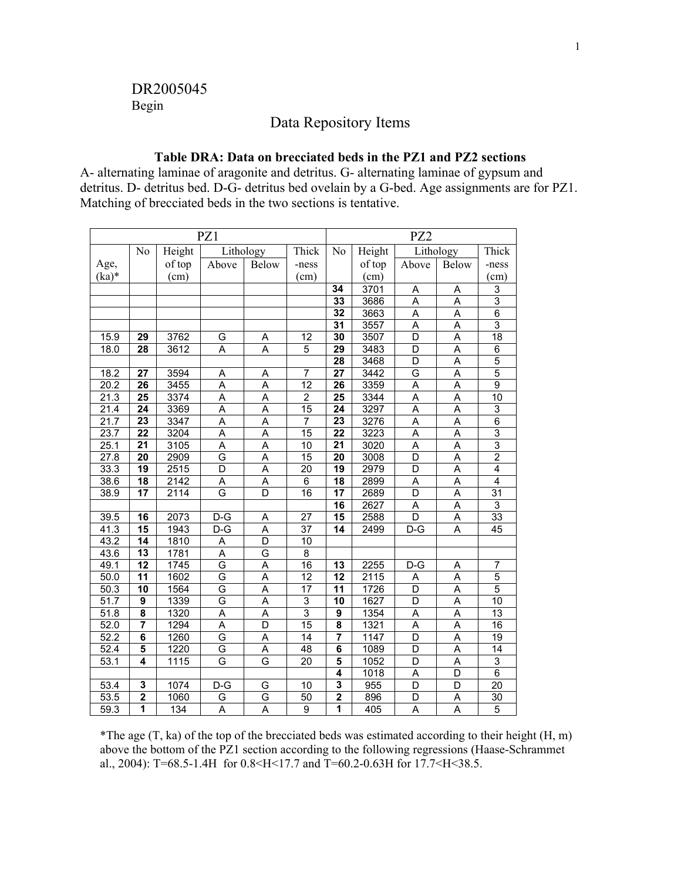DR2005045

Begin

# Data Repository Items

**Table DRA: Data on brecciated beds in the PZ1 and PZ2 sections**

A- alternating laminae of aragonite and detritus. G- alternating laminae of gypsum and detritus. D- detritus bed. D-G- detritus bed ovelain by a G-bed. Age assignments are for PZ1. Matching of brecciated beds in the two sections is tentative.

| PZ1 | | | | | | PZ2 | | | | |
|---|---|---|---|---|---|---|---|---|---|---|
| Age, (ka)* | No | Height of top (cm) | Lithology | | Thick -ness (cm) | No | Height of top (cm) | Lithology | | Thick -ness (cm) |
| | | | Above | Below | | | | Above | Below | |
| | | | | | | **34** | 3701 | A | A | 3 |
| | | | | | | **33** | 3686 | A | A | 3 |
| | | | | | | **32** | 3663 | A | A | 6 |
| | | | | | | **31** | 3557 | A | A | 3 |
| 15.9 | **29** | 3762 | G | A | 12 | **30** | 3507 | D | A | 18 |
| 18.0 | **28** | 3612 | A | A | 5 | **29** | 3483 | D | A | 6 |
| | | | | | | **28** | 3468 | D | A | 5 |
| 18.2 | **27** | 3594 | A | A | 7 | **27** | 3442 | G | A | 5 |
| 20.2 | **26** | 3455 | A | A | 12 | **26** | 3359 | A | A | 9 |
| 21.3 | **25** | 3374 | A | A | 2 | **25** | 3344 | A | A | 10 |
| 21.4 | **24** | 3369 | A | A | 15 | **24** | 3297 | A | A | 3 |
| 21.7 | **23** | 3347 | A | A | 7 | **23** | 3276 | A | A | 6 |
| 23.7 | **22** | 3204 | A | A | 15 | **22** | 3223 | A | A | 3 |
| 25.1 | **21** | 3105 | A | A | 10 | **21** | 3020 | A | A | 3 |
| 27.8 | **20** | 2909 | G | A | 15 | **20** | 3008 | D | A | 2 |
| 33.3 | **19** | 2515 | D | A | 20 | **19** | 2979 | D | A | 4 |
| 38.6 | **18** | 2142 | A | A | 6 | **18** | 2899 | A | A | 4 |
| 38.9 | **17** | 2114 | G | D | 16 | **17** | 2689 | D | A | 31 |
| | | | | | | **16** | 2627 | A | A | 3 |
| 39.5 | **16** | 2073 | D-G | A | 27 | **15** | 2588 | D | A | 33 |
| 41.3 | **15** | 1943 | D-G | A | 37 | **14** | 2499 | D-G | A | 45 |
| 43.2 | **14** | 1810 | A | D | 10 | | | | | |
| 43.6 | **13** | 1781 | A | G | 8 | | | | | |
| 49.1 | **12** | 1745 | G | A | 16 | **13** | 2255 | D-G | A | 7 |
| 50.0 | **11** | 1602 | G | A | 12 | **12** | 2115 | A | A | 5 |
| 50.3 | **10** | 1564 | G | A | 17 | **11** | 1726 | D | A | 5 |
| 51.7 | **9** | 1339 | G | A | 3 | **10** | 1627 | D | A | 10 |
| 51.8 | **8** | 1320 | A | A | 3 | **9** | 1354 | A | A | 13 |
| 52.0 | **7** | 1294 | A | D | 15 | **8** | 1321 | A | A | 16 |
| 52.2 | **6** | 1260 | G | A | 14 | **7** | 1147 | D | A | 19 |
| 52.4 | **5** | 1220 | G | A | 48 | **6** | 1089 | D | A | 14 |
| 53.1 | **4** | 1115 | G | G | 20 | **5** | 1052 | D | A | 3 |
| | | | | | | **4** | 1018 | A | D | 6 |
| 53.4 | **3** | 1074 | D-G | G | 10 | **3** | 955 | D | D | 20 |
| 53.5 | **2** | 1060 | G | G | 50 | **2** | 896 | D | A | 30 |
| 59.3 | **1** | 134 | A | A | 9 | **1** | 405 | A | A | 5 |

*The age (T, ka) of the top of the brecciated beds was estimated according to their height (H, m) above the bottom of the PZ1 section according to the following regressions (Haase-Schrammet al., 2004): $T=68.5-1.4H$ for $0.8<H<17.7$ and $T=60.2-0.63H$ for $17.7<H<38.5$.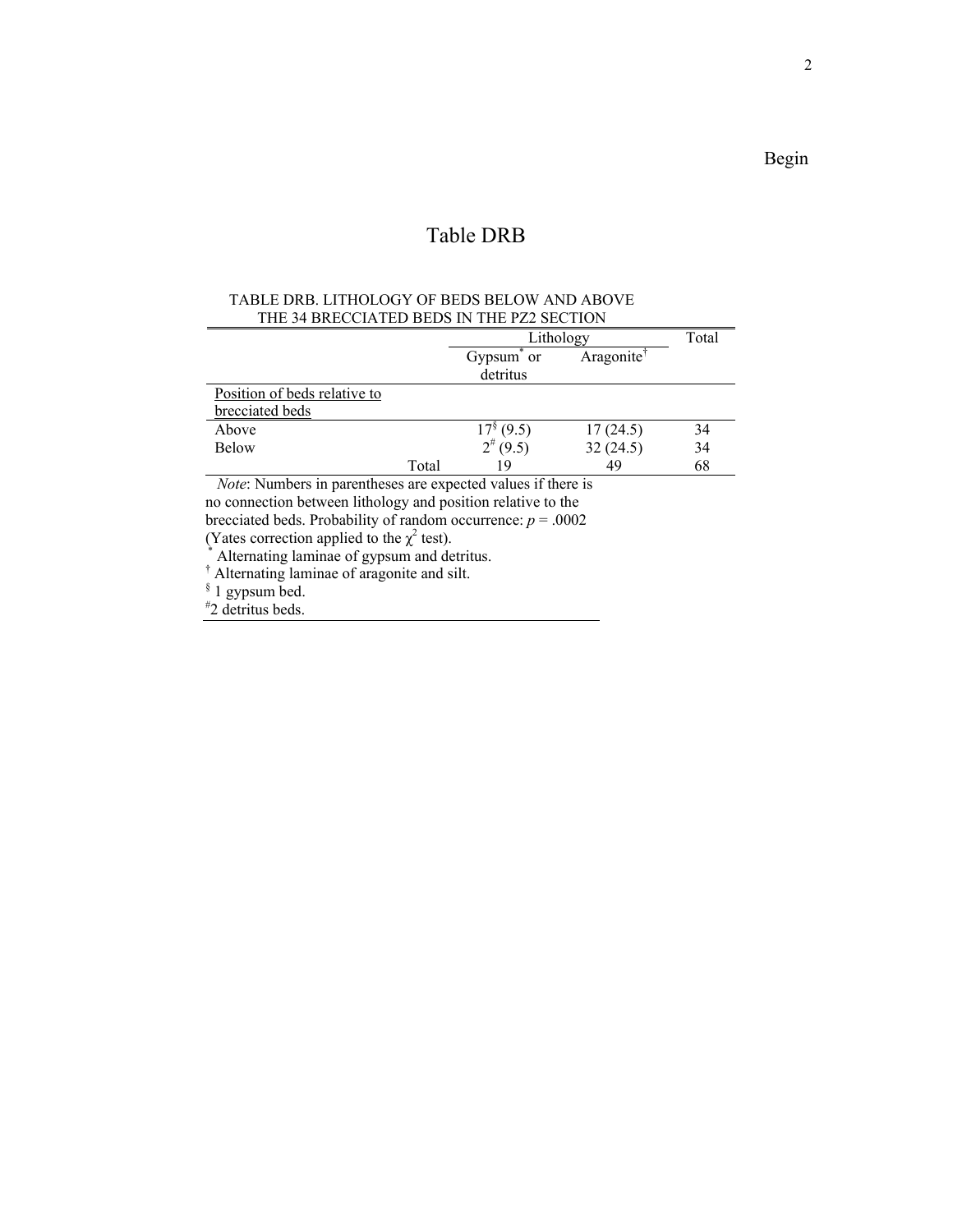Begin

# Table DRB

TABLE DRB. LITHOLOGY OF BEDS BELOW AND ABOVE THE 34 BRECCIATED BEDS IN THE PZ2 SECTION

| | Lithology | | Total |
|---|---|---|---|
| | Gypsum* or detritus | Aragonite† | |
| Position of beds relative to brecciated beds | | | |
| Above | 17§ (9.5) | 17 (24.5) | 34 |
| Below | 2# (9.5) | 32 (24.5) | 34 |
| Total | 19 | 49 | 68 |

*Note*: Numbers in parentheses are expected values if there is no connection between lithology and position relative to the brecciated beds. Probability of random occurrence: $p = .0002$ (Yates correction applied to the $\chi^2$ test).

\* Alternating laminae of gypsum and detritus.

† Alternating laminae of aragonite and silt.

§ 1 gypsum bed.

\#2 detritus beds.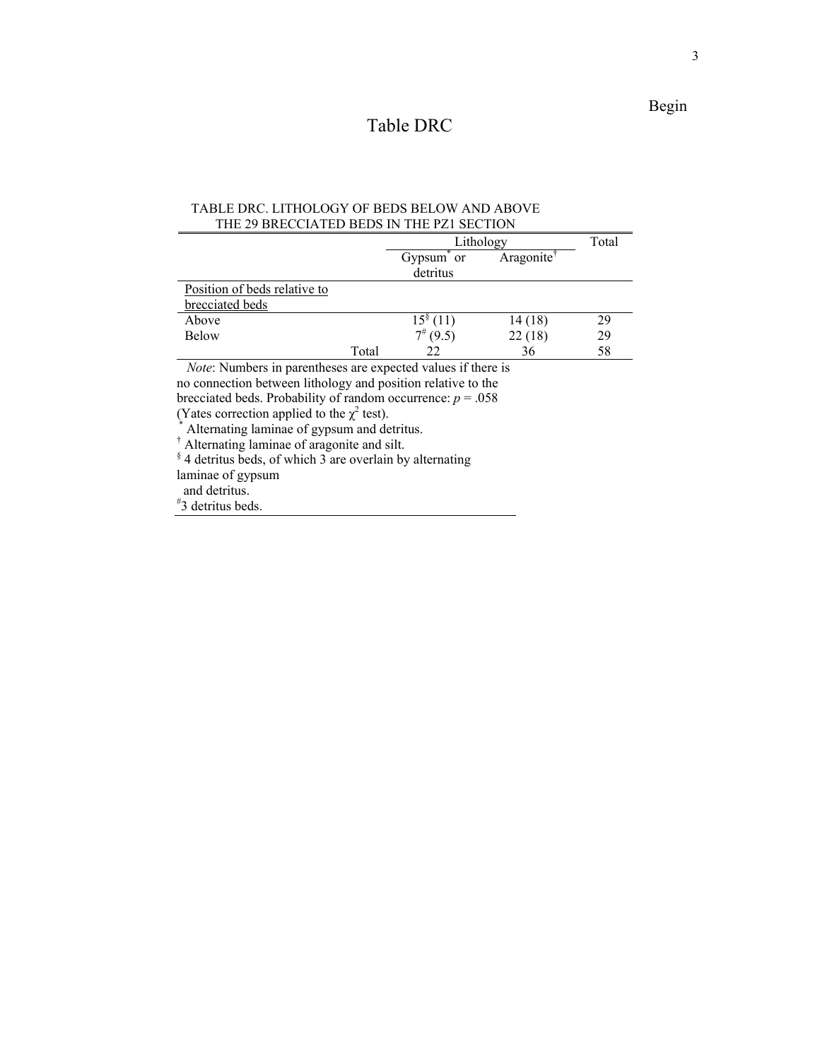Begin

# Table DRC

TABLE DRC. LITHOLOGY OF BEDS BELOW AND ABOVE THE 29 BRECCIATED BEDS IN THE PZ1 SECTION

| | Lithology | | Total |
|---|---|---|---|
| | Gypsum* or detritus | Aragonite† | |
| Position of beds relative to brecciated beds | | | |
| Above | 15§ (11) | 14 (18) | 29 |
| Below | 7# (9.5) | 22 (18) | 29 |
| Total | 22 | 36 | 58 |

*Note*: Numbers in parentheses are expected values if there is no connection between lithology and position relative to the brecciated beds. Probability of random occurrence: $p = .058$ (Yates correction applied to the $\chi^2$ test).

\* Alternating laminae of gypsum and detritus.

† Alternating laminae of aragonite and silt.

§ 4 detritus beds, of which 3 are overlain by alternating laminae of gypsum and detritus.

\# 3 detritus beds.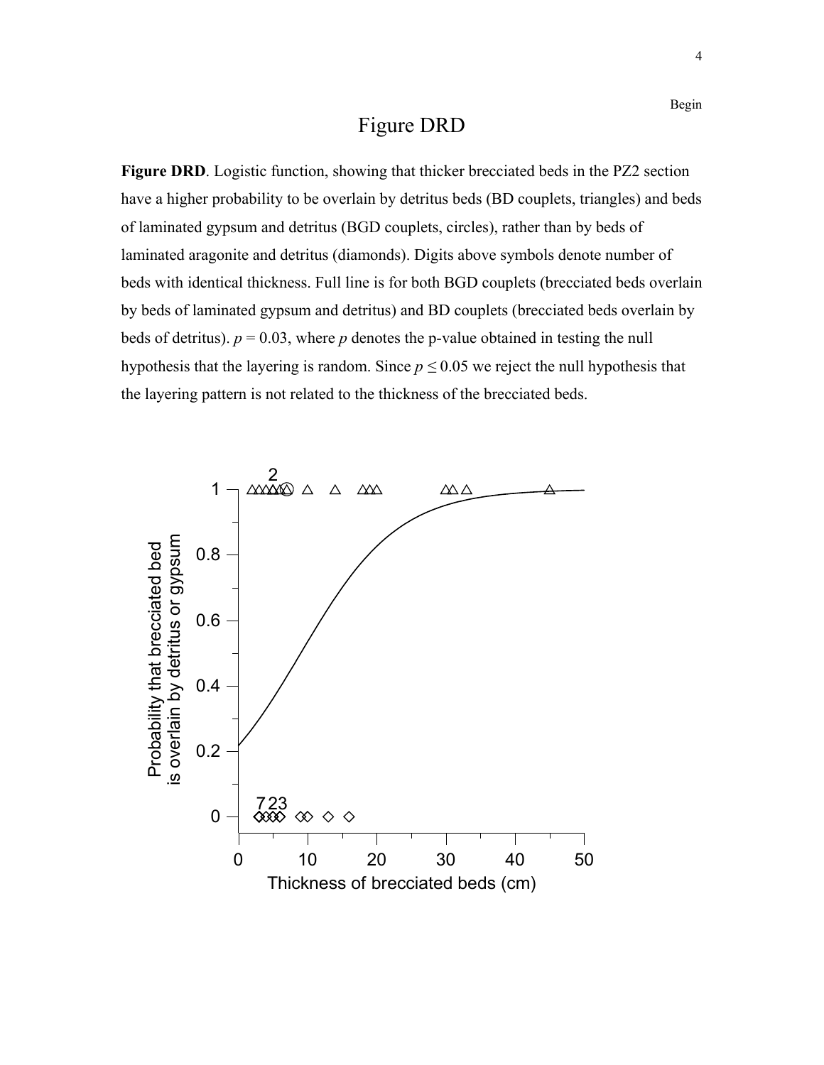# Figure DRD

**Figure DRD**. Logistic function, showing that thicker brecciated beds in the PZ2 section have a higher probability to be overlain by detritus beds (BD couplets, triangles) and beds of laminated gypsum and detritus (BGD couplets, circles), rather than by beds of laminated aragonite and detritus (diamonds). Digits above symbols denote number of beds with identical thickness. Full line is for both BGD couplets (brecciated beds overlain by beds of laminated gypsum and detritus) and BD couplets (brecciated beds overlain by beds of detritus). $p = 0.03$, where $p$ denotes the p-value obtained in testing the null hypothesis that the layering is random. Since $p \leq 0.05$ we reject the null hypothesis that the layering pattern is not related to the thickness of the brecciated beds.

Probability that brecciated bed is overlain by detritus or gypsum

Thickness of brecciated beds (cm)

0
0.2
0.4
0.6
0.8
1

0
10
20
30
40
50

2

7 2 3